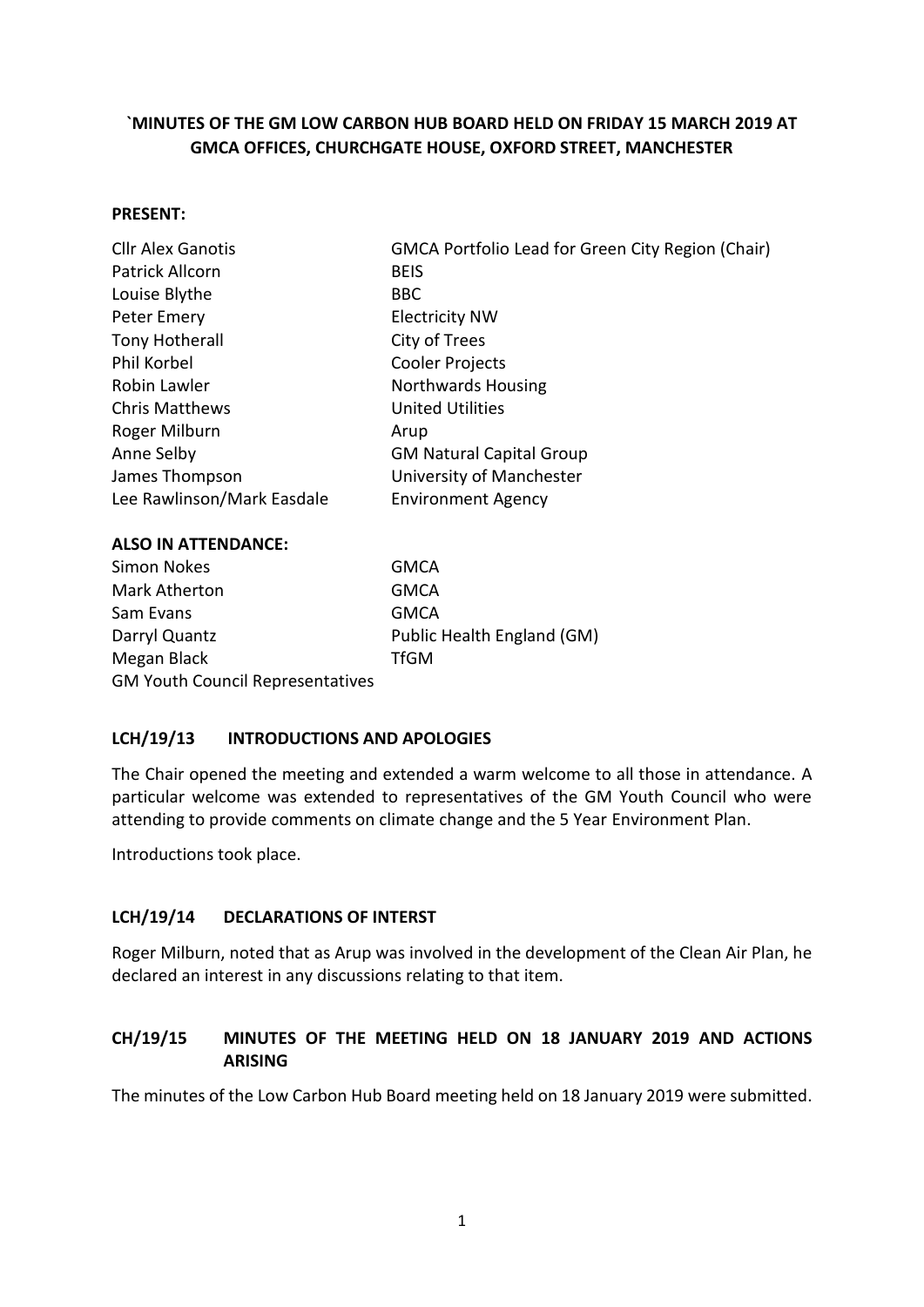**`MINUTES OF THE GM LOW CARBON HUB BOARD HELD ON FRIDAY 15 MARCH 2019 AT GMCA OFFICES, CHURCHGATE HOUSE, OXFORD STREET, MANCHESTER**

**PRESENT:**

| | |
|---|---|
| Cllr Alex Ganotis | GMCA Portfolio Lead for Green City Region (Chair) |
| Patrick Allcorn | BEIS |
| Louise Blythe | BBC |
| Peter Emery | Electricity NW |
| Tony Hotherall | City of Trees |
| Phil Korbel | Cooler Projects |
| Robin Lawler | Northwards Housing |
| Chris Matthews | United Utilities |
| Roger Milburn | Arup |
| Anne Selby | GM Natural Capital Group |
| James Thompson | University of Manchester |
| Lee Rawlinson/Mark Easdale | Environment Agency |

**ALSO IN ATTENDANCE:**

| | |
|---|---|
| Simon Nokes | GMCA |
| Mark Atherton | GMCA |
| Sam Evans | GMCA |
| Darryl Quantz | Public Health England (GM) |
| Megan Black | TfGM |
| GM Youth Council Representatives | |

## LCH/19/13 INTRODUCTIONS AND APOLOGIES

The Chair opened the meeting and extended a warm welcome to all those in attendance. A particular welcome was extended to representatives of the GM Youth Council who were attending to provide comments on climate change and the 5 Year Environment Plan.

Introductions took place.

## LCH/19/14 DECLARATIONS OF INTERST

Roger Milburn, noted that as Arup was involved in the development of the Clean Air Plan, he declared an interest in any discussions relating to that item.

## CH/19/15 MINUTES OF THE MEETING HELD ON 18 JANUARY 2019 AND ACTIONS ARISING

The minutes of the Low Carbon Hub Board meeting held on 18 January 2019 were submitted.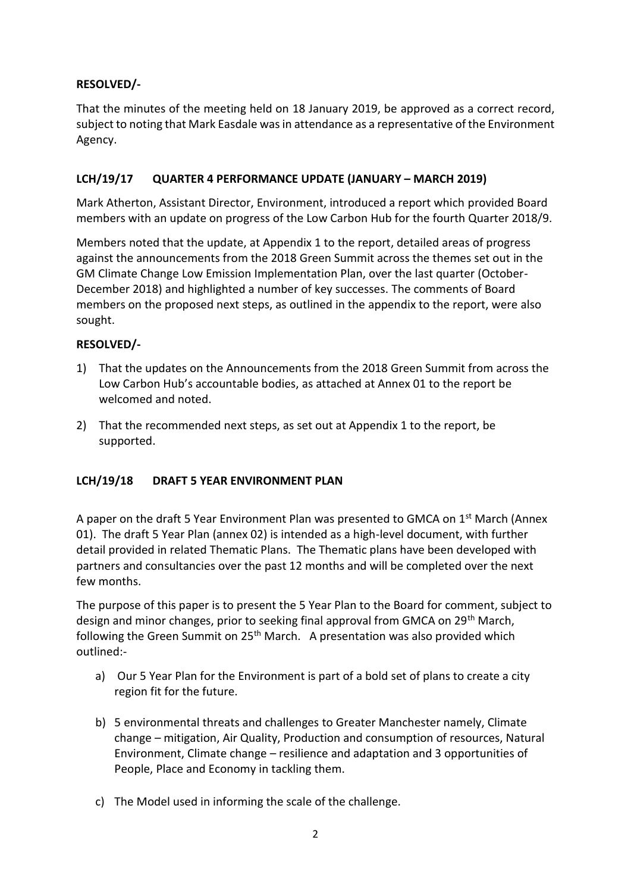**RESOLVED/-**

That the minutes of the meeting held on 18 January 2019, be approved as a correct record, subject to noting that Mark Easdale was in attendance as a representative of the Environment Agency.

### LCH/19/17 QUARTER 4 PERFORMANCE UPDATE (JANUARY – MARCH 2019)

Mark Atherton, Assistant Director, Environment, introduced a report which provided Board members with an update on progress of the Low Carbon Hub for the fourth Quarter 2018/9.

Members noted that the update, at Appendix 1 to the report, detailed areas of progress against the announcements from the 2018 Green Summit across the themes set out in the GM Climate Change Low Emission Implementation Plan, over the last quarter (October-December 2018) and highlighted a number of key successes. The comments of Board members on the proposed next steps, as outlined in the appendix to the report, were also sought.

**RESOLVED/-**

1) That the updates on the Announcements from the 2018 Green Summit from across the Low Carbon Hub's accountable bodies, as attached at Annex 01 to the report be welcomed and noted.
2) That the recommended next steps, as set out at Appendix 1 to the report, be supported.

### LCH/19/18 DRAFT 5 YEAR ENVIRONMENT PLAN

A paper on the draft 5 Year Environment Plan was presented to GMCA on 1st March (Annex 01). The draft 5 Year Plan (annex 02) is intended as a high-level document, with further detail provided in related Thematic Plans. The Thematic plans have been developed with partners and consultancies over the past 12 months and will be completed over the next few months.

The purpose of this paper is to present the 5 Year Plan to the Board for comment, subject to design and minor changes, prior to seeking final approval from GMCA on 29th March, following the Green Summit on 25th March. A presentation was also provided which outlined:-

a) Our 5 Year Plan for the Environment is part of a bold set of plans to create a city region fit for the future.
b) 5 environmental threats and challenges to Greater Manchester namely, Climate change – mitigation, Air Quality, Production and consumption of resources, Natural Environment, Climate change – resilience and adaptation and 3 opportunities of People, Place and Economy in tackling them.
c) The Model used in informing the scale of the challenge.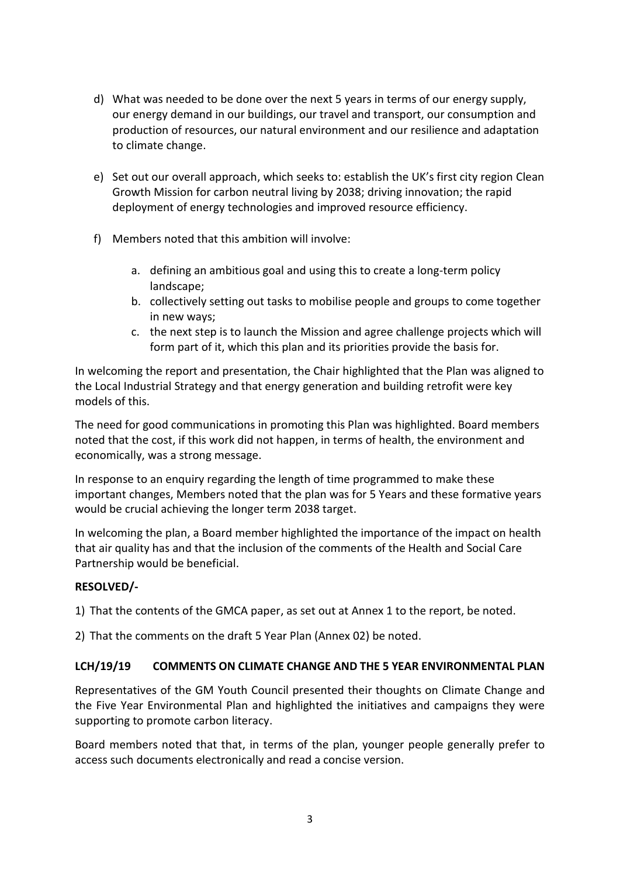d) What was needed to be done over the next 5 years in terms of our energy supply, our energy demand in our buildings, our travel and transport, our consumption and production of resources, our natural environment and our resilience and adaptation to climate change.

e) Set out our overall approach, which seeks to: establish the UK's first city region Clean Growth Mission for carbon neutral living by 2038; driving innovation; the rapid deployment of energy technologies and improved resource efficiency.

f) Members noted that this ambition will involve:

   a. defining an ambitious goal and using this to create a long-term policy landscape;
   b. collectively setting out tasks to mobilise people and groups to come together in new ways;
   c. the next step is to launch the Mission and agree challenge projects which will form part of it, which this plan and its priorities provide the basis for.

In welcoming the report and presentation, the Chair highlighted that the Plan was aligned to the Local Industrial Strategy and that energy generation and building retrofit were key models of this.

The need for good communications in promoting this Plan was highlighted. Board members noted that the cost, if this work did not happen, in terms of health, the environment and economically, was a strong message.

In response to an enquiry regarding the length of time programmed to make these important changes, Members noted that the plan was for 5 Years and these formative years would be crucial achieving the longer term 2038 target.

In welcoming the plan, a Board member highlighted the importance of the impact on health that air quality has and that the inclusion of the comments of the Health and Social Care Partnership would be beneficial.

**RESOLVED/-**

1) That the contents of the GMCA paper, as set out at Annex 1 to the report, be noted.

2) That the comments on the draft 5 Year Plan (Annex 02) be noted.

**LCH/19/19 COMMENTS ON CLIMATE CHANGE AND THE 5 YEAR ENVIRONMENTAL PLAN**

Representatives of the GM Youth Council presented their thoughts on Climate Change and the Five Year Environmental Plan and highlighted the initiatives and campaigns they were supporting to promote carbon literacy.

Board members noted that that, in terms of the plan, younger people generally prefer to access such documents electronically and read a concise version.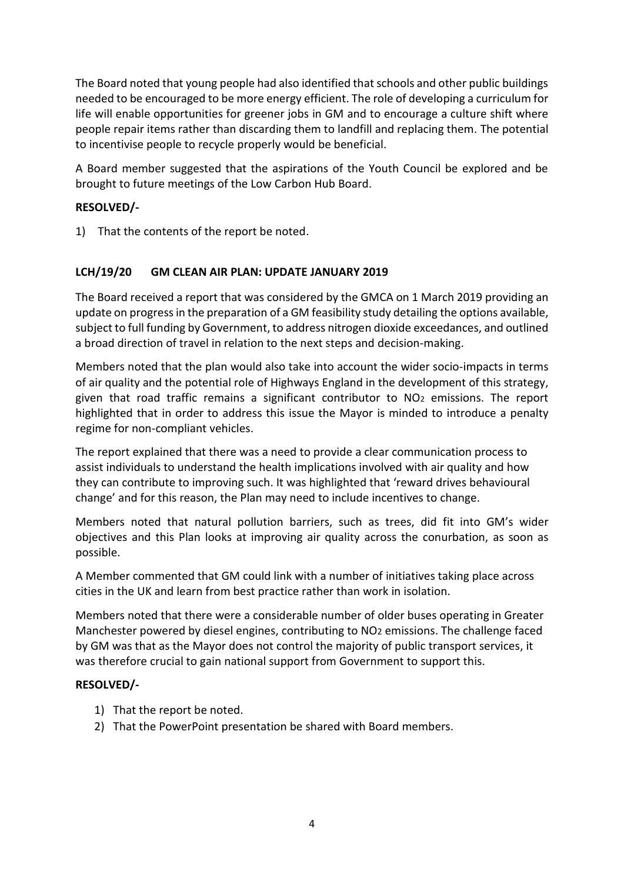The Board noted that young people had also identified that schools and other public buildings needed to be encouraged to be more energy efficient. The role of developing a curriculum for life will enable opportunities for greener jobs in GM and to encourage a culture shift where people repair items rather than discarding them to landfill and replacing them. The potential to incentivise people to recycle properly would be beneficial.

A Board member suggested that the aspirations of the Youth Council be explored and be brought to future meetings of the Low Carbon Hub Board.

**RESOLVED/-**

1) That the contents of the report be noted.

### LCH/19/20 GM CLEAN AIR PLAN: UPDATE JANUARY 2019

The Board received a report that was considered by the GMCA on 1 March 2019 providing an update on progress in the preparation of a GM feasibility study detailing the options available, subject to full funding by Government, to address nitrogen dioxide exceedances, and outlined a broad direction of travel in relation to the next steps and decision-making.

Members noted that the plan would also take into account the wider socio-impacts in terms of air quality and the potential role of Highways England in the development of this strategy, given that road traffic remains a significant contributor to $NO_2$ emissions. The report highlighted that in order to address this issue the Mayor is minded to introduce a penalty regime for non-compliant vehicles.

The report explained that there was a need to provide a clear communication process to assist individuals to understand the health implications involved with air quality and how they can contribute to improving such. It was highlighted that 'reward drives behavioural change' and for this reason, the Plan may need to include incentives to change.

Members noted that natural pollution barriers, such as trees, did fit into GM's wider objectives and this Plan looks at improving air quality across the conurbation, as soon as possible.

A Member commented that GM could link with a number of initiatives taking place across cities in the UK and learn from best practice rather than work in isolation.

Members noted that there were a considerable number of older buses operating in Greater Manchester powered by diesel engines, contributing to $NO_2$ emissions. The challenge faced by GM was that as the Mayor does not control the majority of public transport services, it was therefore crucial to gain national support from Government to support this.

**RESOLVED/-**

1) That the report be noted.
2) That the PowerPoint presentation be shared with Board members.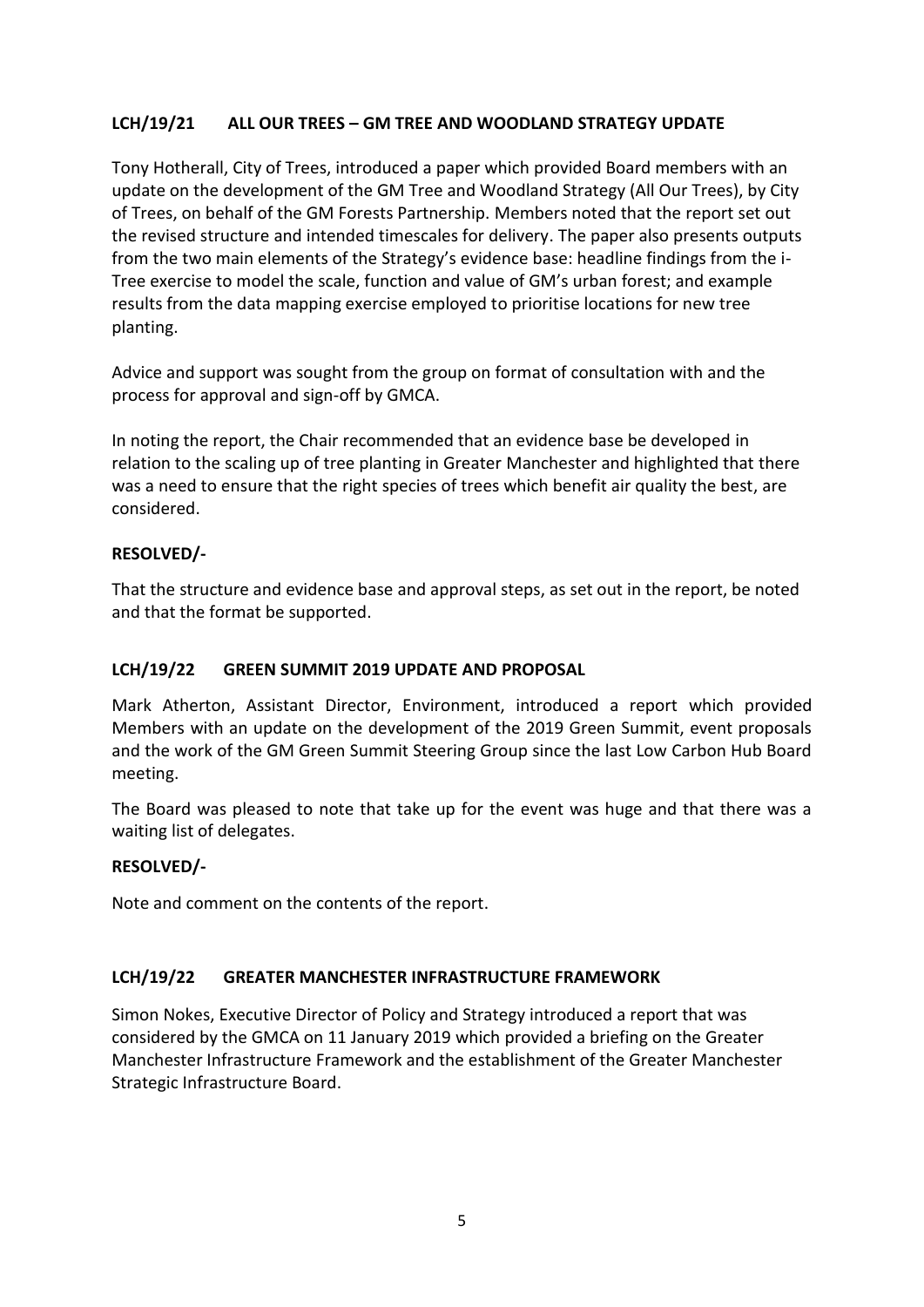**LCH/19/21 ALL OUR TREES – GM TREE AND WOODLAND STRATEGY UPDATE**

Tony Hotherall, City of Trees, introduced a paper which provided Board members with an update on the development of the GM Tree and Woodland Strategy (All Our Trees), by City of Trees, on behalf of the GM Forests Partnership. Members noted that the report set out the revised structure and intended timescales for delivery. The paper also presents outputs from the two main elements of the Strategy's evidence base: headline findings from the i-Tree exercise to model the scale, function and value of GM's urban forest; and example results from the data mapping exercise employed to prioritise locations for new tree planting.

Advice and support was sought from the group on format of consultation with and the process for approval and sign-off by GMCA.

In noting the report, the Chair recommended that an evidence base be developed in relation to the scaling up of tree planting in Greater Manchester and highlighted that there was a need to ensure that the right species of trees which benefit air quality the best, are considered.

**RESOLVED/-**

That the structure and evidence base and approval steps, as set out in the report, be noted and that the format be supported.

**LCH/19/22 GREEN SUMMIT 2019 UPDATE AND PROPOSAL**

Mark Atherton, Assistant Director, Environment, introduced a report which provided Members with an update on the development of the 2019 Green Summit, event proposals and the work of the GM Green Summit Steering Group since the last Low Carbon Hub Board meeting.

The Board was pleased to note that take up for the event was huge and that there was a waiting list of delegates.

**RESOLVED/-**

Note and comment on the contents of the report.

**LCH/19/22 GREATER MANCHESTER INFRASTRUCTURE FRAMEWORK**

Simon Nokes, Executive Director of Policy and Strategy introduced a report that was considered by the GMCA on 11 January 2019 which provided a briefing on the Greater Manchester Infrastructure Framework and the establishment of the Greater Manchester Strategic Infrastructure Board.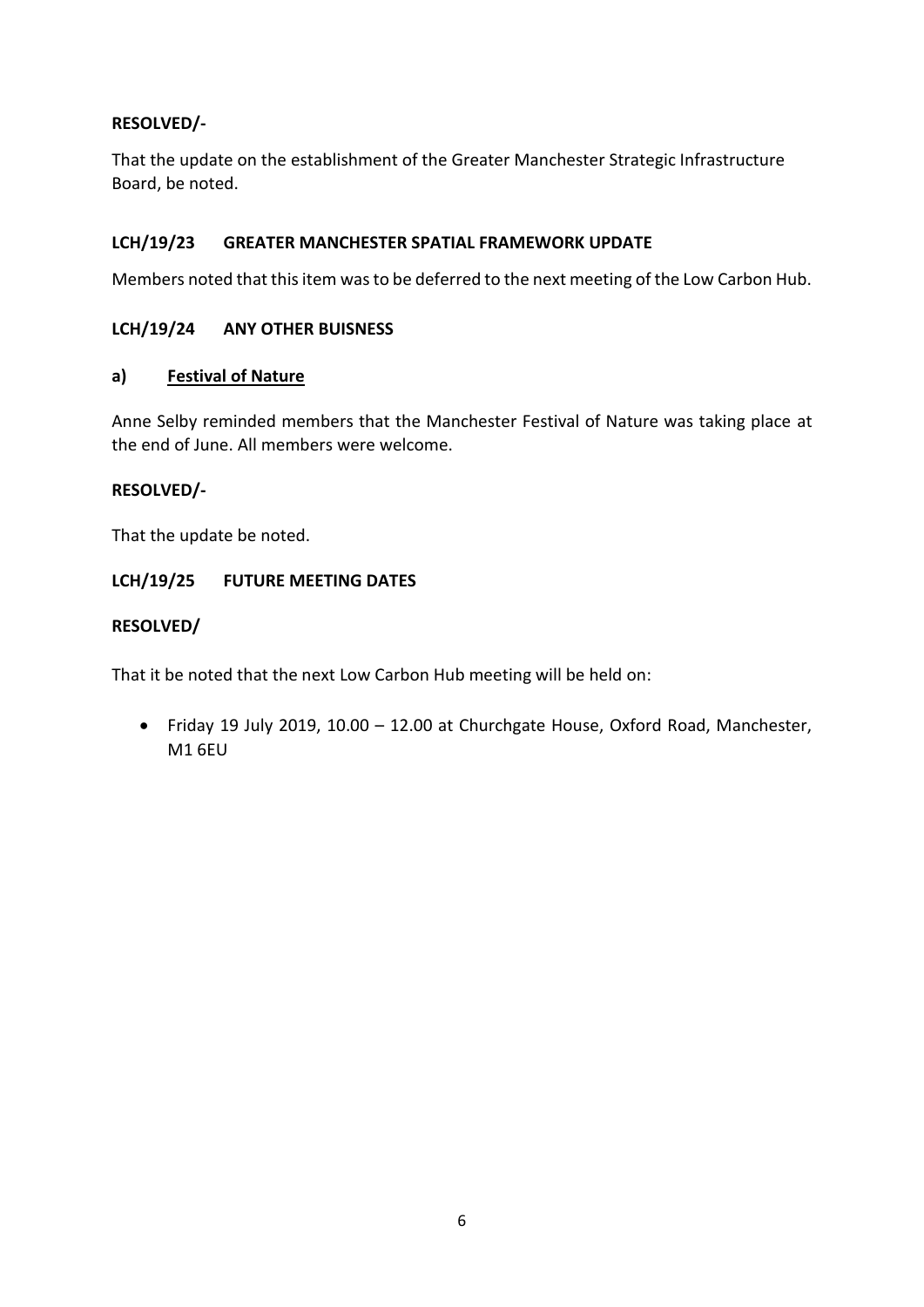**RESOLVED/-**

That the update on the establishment of the Greater Manchester Strategic Infrastructure Board, be noted.

**LCH/19/23 GREATER MANCHESTER SPATIAL FRAMEWORK UPDATE**

Members noted that this item was to be deferred to the next meeting of the Low Carbon Hub.

**LCH/19/24 ANY OTHER BUISNESS**

**a) Festival of Nature**

Anne Selby reminded members that the Manchester Festival of Nature was taking place at the end of June. All members were welcome.

**RESOLVED/-**

That the update be noted.

**LCH/19/25 FUTURE MEETING DATES**

**RESOLVED/**

That it be noted that the next Low Carbon Hub meeting will be held on:

- Friday 19 July 2019, 10.00 – 12.00 at Churchgate House, Oxford Road, Manchester, M1 6EU